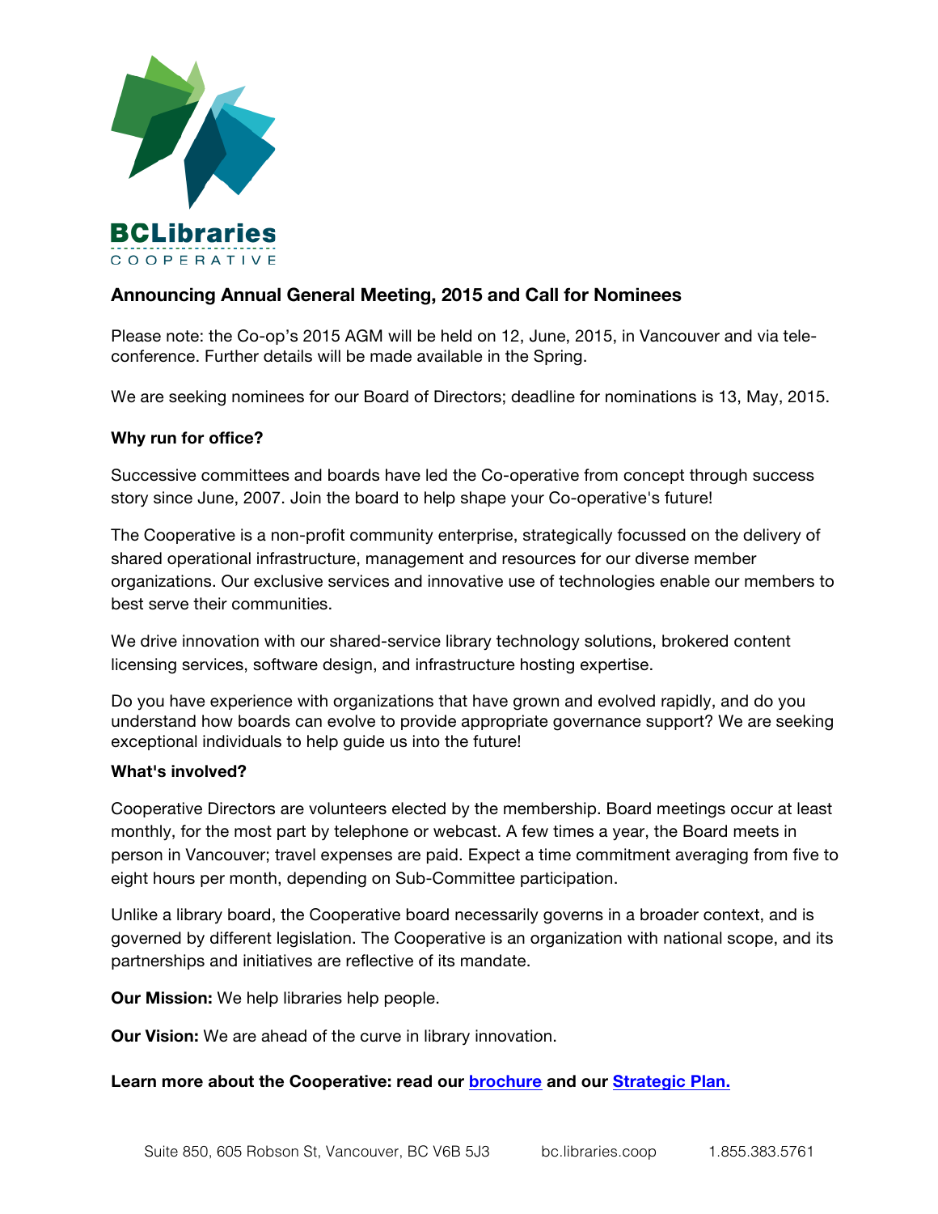BCLibraries
COOPERATIVE

## Announcing Annual General Meeting, 2015 and Call for Nominees

Please note: the Co-op's 2015 AGM will be held on 12, June, 2015, in Vancouver and via tele-conference. Further details will be made available in the Spring.

We are seeking nominees for our Board of Directors; deadline for nominations is 13, May, 2015.

### Why run for office?

Successive committees and boards have led the Co-operative from concept through success story since June, 2007. Join the board to help shape your Co-operative's future!

The Cooperative is a non-profit community enterprise, strategically focussed on the delivery of shared operational infrastructure, management and resources for our diverse member organizations. Our exclusive services and innovative use of technologies enable our members to best serve their communities.

We drive innovation with our shared-service library technology solutions, brokered content licensing services, software design, and infrastructure hosting expertise.

Do you have experience with organizations that have grown and evolved rapidly, and do you understand how boards can evolve to provide appropriate governance support? We are seeking exceptional individuals to help guide us into the future!

### What's involved?

Cooperative Directors are volunteers elected by the membership. Board meetings occur at least monthly, for the most part by telephone or webcast. A few times a year, the Board meets in person in Vancouver; travel expenses are paid. Expect a time commitment averaging from five to eight hours per month, depending on Sub-Committee participation.

Unlike a library board, the Cooperative board necessarily governs in a broader context, and is governed by different legislation. The Cooperative is an organization with national scope, and its partnerships and initiatives are reflective of its mandate.

**Our Mission:** We help libraries help people.

**Our Vision:** We are ahead of the curve in library innovation.

**Learn more about the Cooperative: read our brochure and our Strategic Plan.**

Suite 850, 605 Robson St, Vancouver, BC V6B 5J3 bc.libraries.coop 1.855.383.5761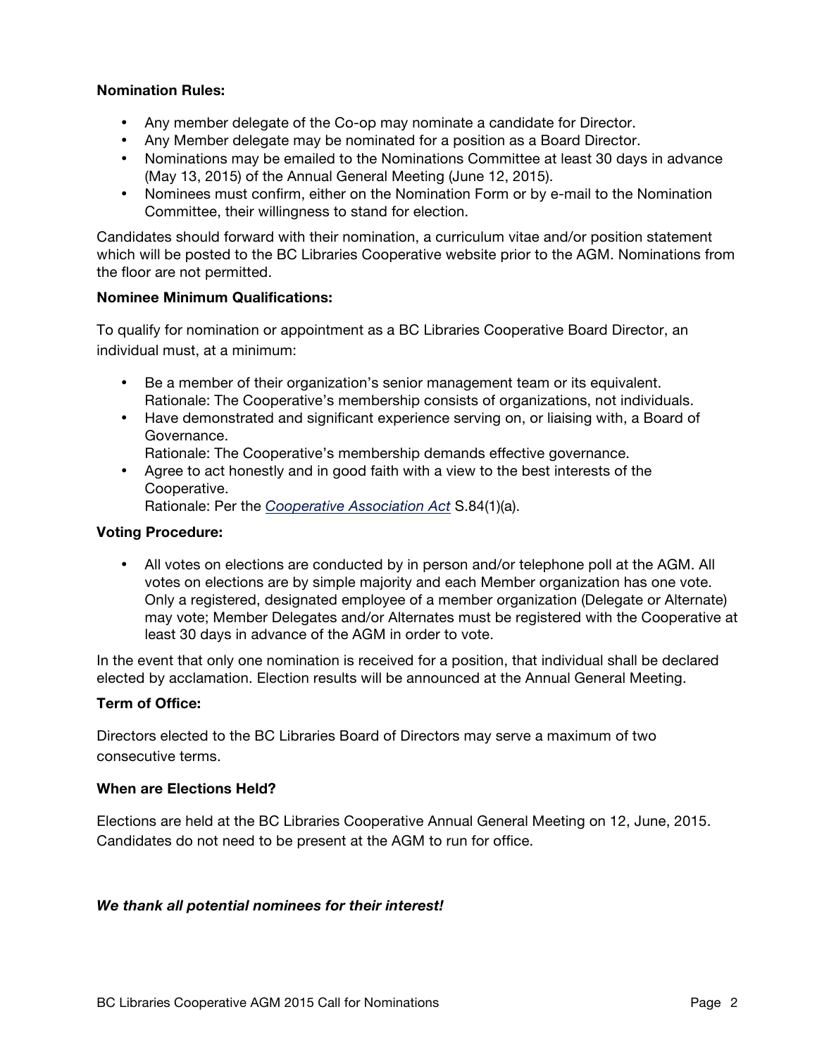**Nomination Rules:**

- Any member delegate of the Co-op may nominate a candidate for Director.
- Any Member delegate may be nominated for a position as a Board Director.
- Nominations may be emailed to the Nominations Committee at least 30 days in advance (May 13, 2015) of the Annual General Meeting (June 12, 2015).
- Nominees must confirm, either on the Nomination Form or by e-mail to the Nomination Committee, their willingness to stand for election.

Candidates should forward with their nomination, a curriculum vitae and/or position statement which will be posted to the BC Libraries Cooperative website prior to the AGM. Nominations from the floor are not permitted.

**Nominee Minimum Qualifications:**

To qualify for nomination or appointment as a BC Libraries Cooperative Board Director, an individual must, at a minimum:

- Be a member of their organization's senior management team or its equivalent.
  Rationale: The Cooperative's membership consists of organizations, not individuals.
- Have demonstrated and significant experience serving on, or liaising with, a Board of Governance.
  Rationale: The Cooperative's membership demands effective governance.
- Agree to act honestly and in good faith with a view to the best interests of the Cooperative.
  Rationale: Per the *Cooperative Association Act* S.84(1)(a).

**Voting Procedure:**

- All votes on elections are conducted by in person and/or telephone poll at the AGM. All votes on elections are by simple majority and each Member organization has one vote. Only a registered, designated employee of a member organization (Delegate or Alternate) may vote; Member Delegates and/or Alternates must be registered with the Cooperative at least 30 days in advance of the AGM in order to vote.

In the event that only one nomination is received for a position, that individual shall be declared elected by acclamation. Election results will be announced at the Annual General Meeting.

**Term of Office:**

Directors elected to the BC Libraries Board of Directors may serve a maximum of two consecutive terms.

**When are Elections Held?**

Elections are held at the BC Libraries Cooperative Annual General Meeting on 12, June, 2015. Candidates do not need to be present at the AGM to run for office.

***We thank all potential nominees for their interest!***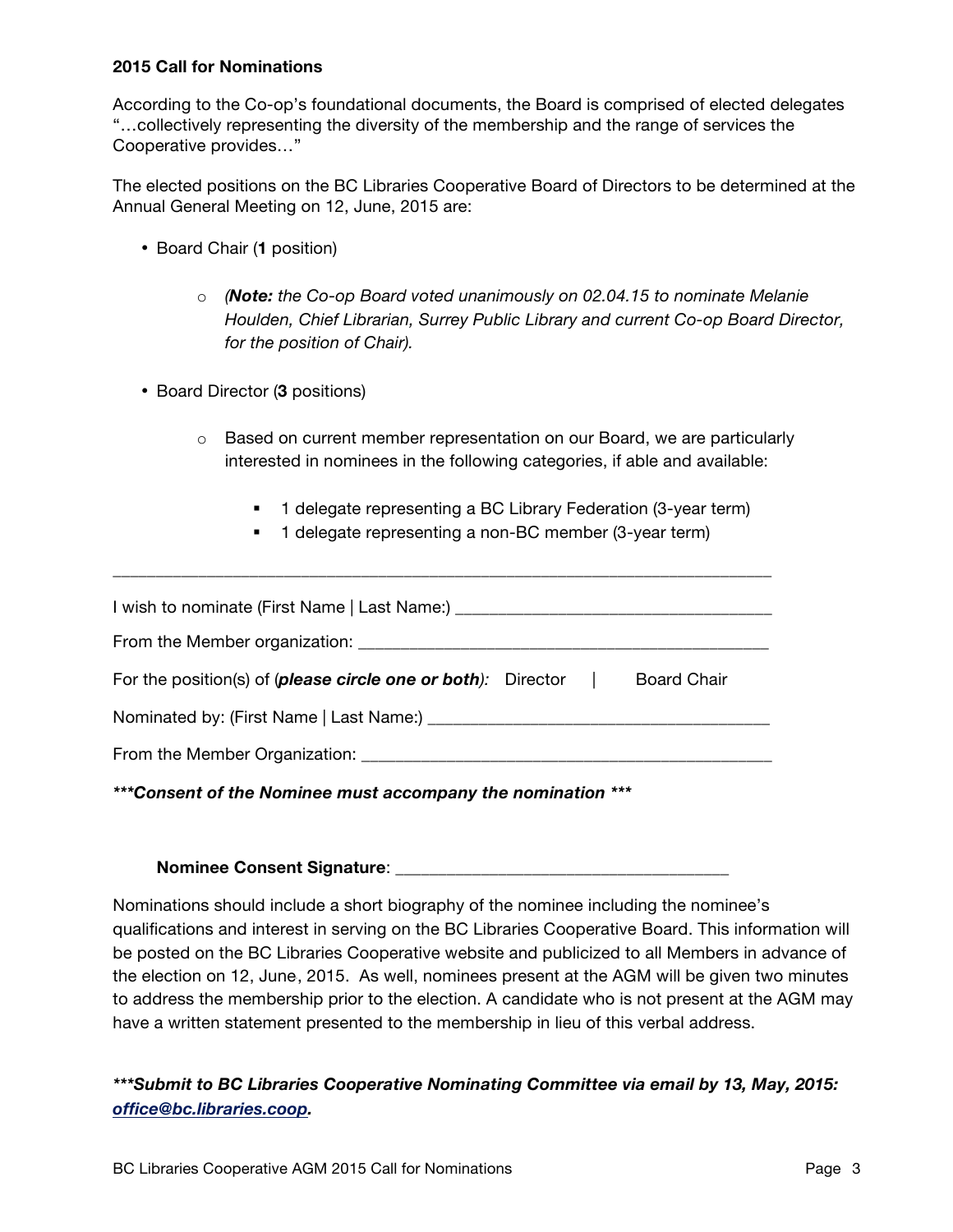**2015 Call for Nominations**

According to the Co-op's foundational documents, the Board is comprised of elected delegates "…collectively representing the diversity of the membership and the range of services the Cooperative provides…"

The elected positions on the BC Libraries Cooperative Board of Directors to be determined at the Annual General Meeting on 12, June, 2015 are:

- Board Chair (**1** position)
    - *(**Note:** the Co-op Board voted unanimously on 02.04.15 to nominate Melanie Houlden, Chief Librarian, Surrey Public Library and current Co-op Board Director, for the position of Chair).*
- Board Director (**3** positions)
    - Based on current member representation on our Board, we are particularly interested in nominees in the following categories, if able and available:
        - 1 delegate representing a BC Library Federation (3-year term)
        - 1 delegate representing a non-BC member (3-year term)

---

I wish to nominate (First Name | Last Name:) ___________________________________

From the Member organization: ______________________________________________

For the position(s) of (***please circle one or both****):* Director | Board Chair

Nominated by: (First Name | Last Name:) ______________________________________

From the Member Organization: ______________________________________________

***\*\*\*Consent of the Nominee must accompany the nomination \*\*\****

**Nominee Consent Signature**: ______________________________________

Nominations should include a short biography of the nominee including the nominee's qualifications and interest in serving on the BC Libraries Cooperative Board. This information will be posted on the BC Libraries Cooperative website and publicized to all Members in advance of the election on 12, June, 2015. As well, nominees present at the AGM will be given two minutes to address the membership prior to the election. A candidate who is not present at the AGM may have a written statement presented to the membership in lieu of this verbal address.

***\*\*\*Submit to BC Libraries Cooperative Nominating Committee via email by 13, May, 2015: office@bc.libraries.coop.***